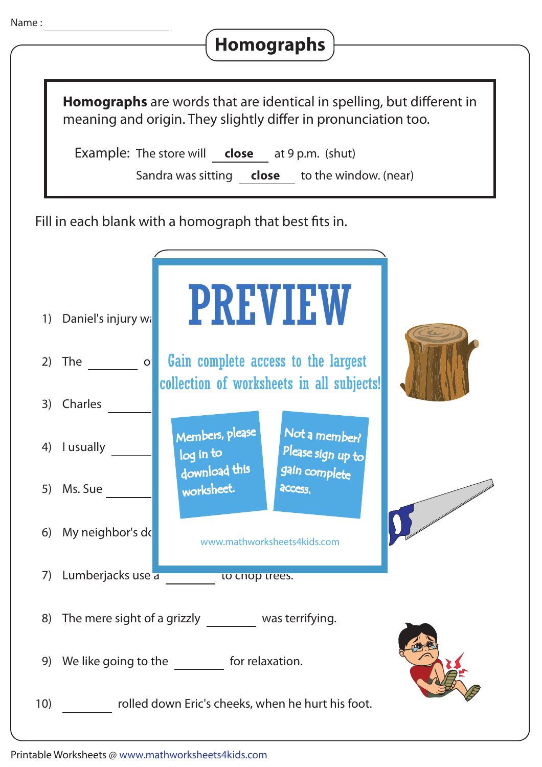Name : ____________________

# Homographs

**Homographs** are words that are identical in spelling, but different in meaning and origin. They slightly differ in pronunciation too.

Example: The store will **close** at 9 p.m. (shut)
Sandra was sitting **close** to the window. (near)

Fill in each blank with a homograph that best fits in.

PREVIEW

Gain complete access to the largest collection of worksheets in all subjects!

Members, please log in to download this worksheet.

Not a member? Please sign up to gain complete access.

www.mathworksheets4kids.com

1) Daniel's injury wa

2) The ________ o

3) Charles ________

4) I usually ________

5) Ms. Sue ________

6) My neighbor's do

7) Lumberjacks use a ________ to chop trees.

8) The mere sight of a grizzly ________ was terrifying.

9) We like going to the ________ for relaxation.

10) ________ rolled down Eric's cheeks, when he hurt his foot.

Printable Worksheets @ www.mathworksheets4kids.com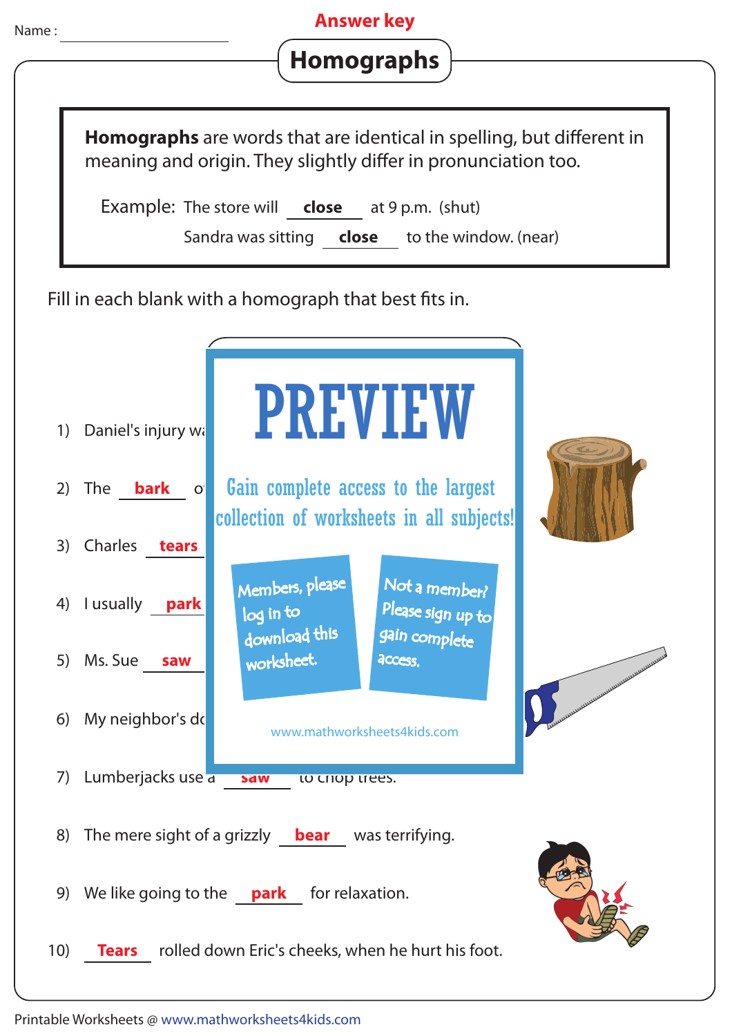Name : ____________________

**Answer key**

# Homographs

**Homographs** are words that are identical in spelling, but different in meaning and origin. They slightly differ in pronunciation too.

Example: The store will **close** at 9 p.m. (shut)
Sandra was sitting **close** to the window. (near)

Fill in each blank with a homograph that best fits in.

PREVIEW

Gain complete access to the largest collection of worksheets in all subjects!

Members, please log in to download this worksheet.

Not a member? Please sign up to gain complete access.

www.mathworksheets4kids.com

1) Daniel's injury wa

2) The **bark** o

3) Charles **tears**

4) I usually **park**

5) Ms. Sue **saw**

6) My neighbor's do

7) Lumberjacks use a **saw** to chop trees.

8) The mere sight of a grizzly **bear** was terrifying.

9) We like going to the **park** for relaxation.

10) **Tears** rolled down Eric's cheeks, when he hurt his foot.